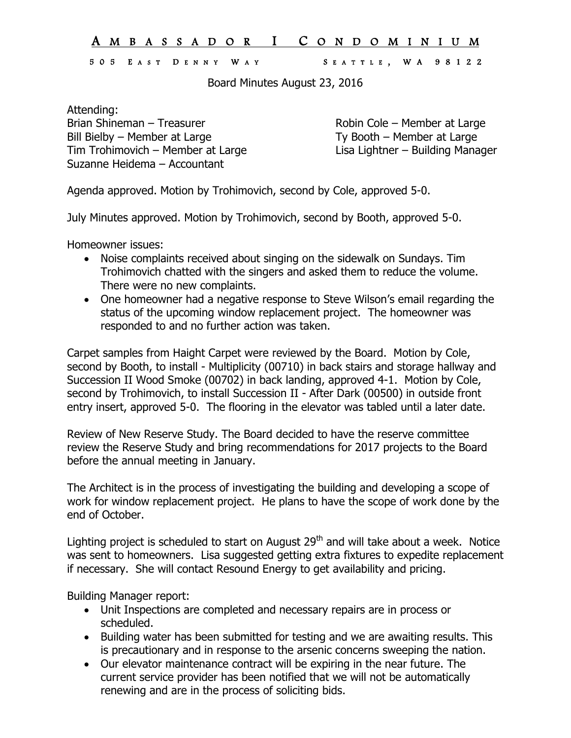# AMBASSADOR I CONDOMINIUM

505 EAST DENNY WAY SEATTLE, WA 98122

Board Minutes August 23, 2016

Attending:
Brian Shineman – Treasurer
Bill Bielby – Member at Large
Tim Trohimovich – Member at Large
Suzanne Heidema – Accountant
Robin Cole – Member at Large
Ty Booth – Member at Large
Lisa Lightner – Building Manager

Agenda approved. Motion by Trohimovich, second by Cole, approved 5-0.

July Minutes approved. Motion by Trohimovich, second by Booth, approved 5-0.

Homeowner issues:

- Noise complaints received about singing on the sidewalk on Sundays. Tim Trohimovich chatted with the singers and asked them to reduce the volume. There were no new complaints.
- One homeowner had a negative response to Steve Wilson's email regarding the status of the upcoming window replacement project. The homeowner was responded to and no further action was taken.

Carpet samples from Haight Carpet were reviewed by the Board. Motion by Cole, second by Booth, to install - Multiplicity (00710) in back stairs and storage hallway and Succession II Wood Smoke (00702) in back landing, approved 4-1. Motion by Cole, second by Trohimovich, to install Succession II - After Dark (00500) in outside front entry insert, approved 5-0. The flooring in the elevator was tabled until a later date.

Review of New Reserve Study. The Board decided to have the reserve committee review the Reserve Study and bring recommendations for 2017 projects to the Board before the annual meeting in January.

The Architect is in the process of investigating the building and developing a scope of work for window replacement project. He plans to have the scope of work done by the end of October.

Lighting project is scheduled to start on August 29th and will take about a week. Notice was sent to homeowners. Lisa suggested getting extra fixtures to expedite replacement if necessary. She will contact Resound Energy to get availability and pricing.

Building Manager report:

- Unit Inspections are completed and necessary repairs are in process or scheduled.
- Building water has been submitted for testing and we are awaiting results. This is precautionary and in response to the arsenic concerns sweeping the nation.
- Our elevator maintenance contract will be expiring in the near future. The current service provider has been notified that we will not be automatically renewing and are in the process of soliciting bids.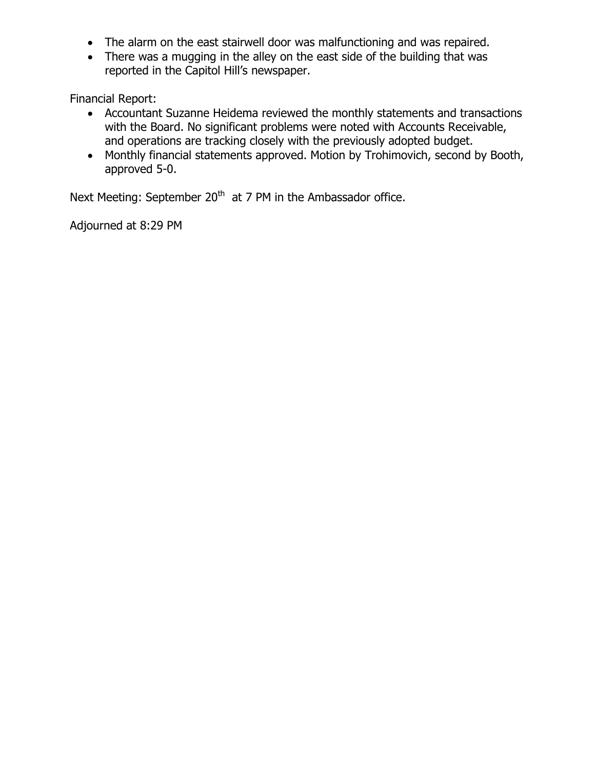- The alarm on the east stairwell door was malfunctioning and was repaired.
- There was a mugging in the alley on the east side of the building that was reported in the Capitol Hill's newspaper.

Financial Report:

- Accountant Suzanne Heidema reviewed the monthly statements and transactions with the Board. No significant problems were noted with Accounts Receivable, and operations are tracking closely with the previously adopted budget.
- Monthly financial statements approved. Motion by Trohimovich, second by Booth, approved 5-0.

Next Meeting: September 20th at 7 PM in the Ambassador office.

Adjourned at 8:29 PM